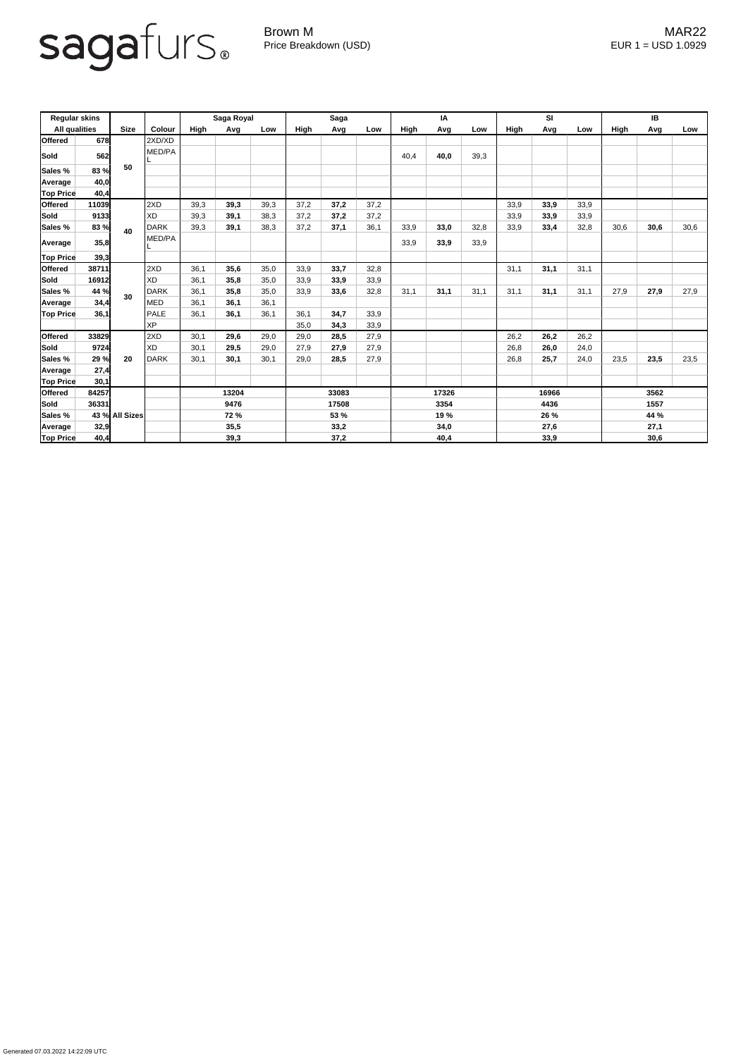sagafurs®

Brown M
Price Breakdown (USD)

MAR22
EUR 1 = USD 1.0929

| Regular skins | | | | Saga Royal | | | Saga | | | IA | | | SI | | | IB | | |
|---|---|---|---|---|---|---|---|---|---|---|---|---|---|---|---|---|---|---|
| All qualities | | Size | Colour | High | Avg | Low | High | Avg | Low | High | Avg | Low | High | Avg | Low | High | Avg | Low |
| **Offered** | **678** | 50 | 2XD/XD | | | | | | | | | | | | | | | |
| **Sold** | **562** | | MED/PAL | | | | | | | 40,4 | **40,0** | 39,3 | | | | | | |
| **Sales %** | **83 %** | | | | | | | | | | | | | | | | | |
| **Average** | **40,0** | | | | | | | | | | | | | | | | | |
| **Top Price** | **40,4** | | | | | | | | | | | | | | | | | |
| **Offered** | **11039** | 40 | 2XD | 39,3 | **39,3** | 39,3 | 37,2 | **37,2** | 37,2 | | | | 33,9 | **33,9** | 33,9 | | | |
| **Sold** | **9133** | | XD | 39,3 | **39,1** | 38,3 | 37,2 | **37,2** | 37,2 | | | | 33,9 | **33,9** | 33,9 | | | |
| **Sales %** | **83 %** | | DARK | 39,3 | **39,1** | 38,3 | 37,2 | **37,1** | 36,1 | 33,9 | **33,0** | 32,8 | 33,9 | **33,4** | 32,8 | 30,6 | **30,6** | 30,6 |
| **Average** | **35,8** | | MED/PAL | | | | | | | 33,9 | **33,9** | 33,9 | | | | | | |
| **Top Price** | **39,3** | | | | | | | | | | | | | | | | | |
| **Offered** | **38711** | 30 | 2XD | 36,1 | **35,6** | 35,0 | 33,9 | **33,7** | 32,8 | | | | 31,1 | **31,1** | 31,1 | | | |
| **Sold** | **16912** | | XD | 36,1 | **35,8** | 35,0 | 33,9 | **33,9** | 33,9 | | | | | | | | | |
| **Sales %** | **44 %** | | DARK | 36,1 | **35,8** | 35,0 | 33,9 | **33,6** | 32,8 | 31,1 | **31,1** | 31,1 | 31,1 | **31,1** | 31,1 | 27,9 | **27,9** | 27,9 |
| **Average** | **34,4** | | MED | 36,1 | **36,1** | 36,1 | | | | | | | | | | | | |
| **Top Price** | **36,1** | | PALE | 36,1 | **36,1** | 36,1 | 36,1 | **34,7** | 33,9 | | | | | | | | | |
| | | | XP | | | | 35,0 | **34,3** | 33,9 | | | | | | | | | |
| **Offered** | **33829** | 20 | 2XD | 30,1 | **29,6** | 29,0 | 29,0 | **28,5** | 27,9 | | | | 26,2 | **26,2** | 26,2 | | | |
| **Sold** | **9724** | | XD | 30,1 | **29,5** | 29,0 | 27,9 | **27,9** | 27,9 | | | | 26,8 | **26,0** | 24,0 | | | |
| **Sales %** | **29 %** | | DARK | 30,1 | **30,1** | 30,1 | 29,0 | **28,5** | 27,9 | | | | 26,8 | **25,7** | 24,0 | 23,5 | **23,5** | 23,5 |
| **Average** | **27,4** | | | | | | | | | | | | | | | | | |
| **Top Price** | **30,1** | | | | | | | | | | | | | | | | | |
| **Offered** | **84257** | All Sizes | | | **13204** | | | **33083** | | | **17326** | | | **16966** | | | **3562** | |
| **Sold** | **36331** | | | | **9476** | | | **17508** | | | **3354** | | | **4436** | | | **1557** | |
| **Sales %** | **43 %** | | | | **72 %** | | | **53 %** | | | **19 %** | | | **26 %** | | | **44 %** | |
| **Average** | **32,9** | | | | **35,5** | | | **33,2** | | | **34,0** | | | **27,6** | | | **27,1** | |
| **Top Price** | **40,4** | | | | **39,3** | | | **37,2** | | | **40,4** | | | **33,9** | | | **30,6** | |

Generated 07.03.2022 14:22:09 UTC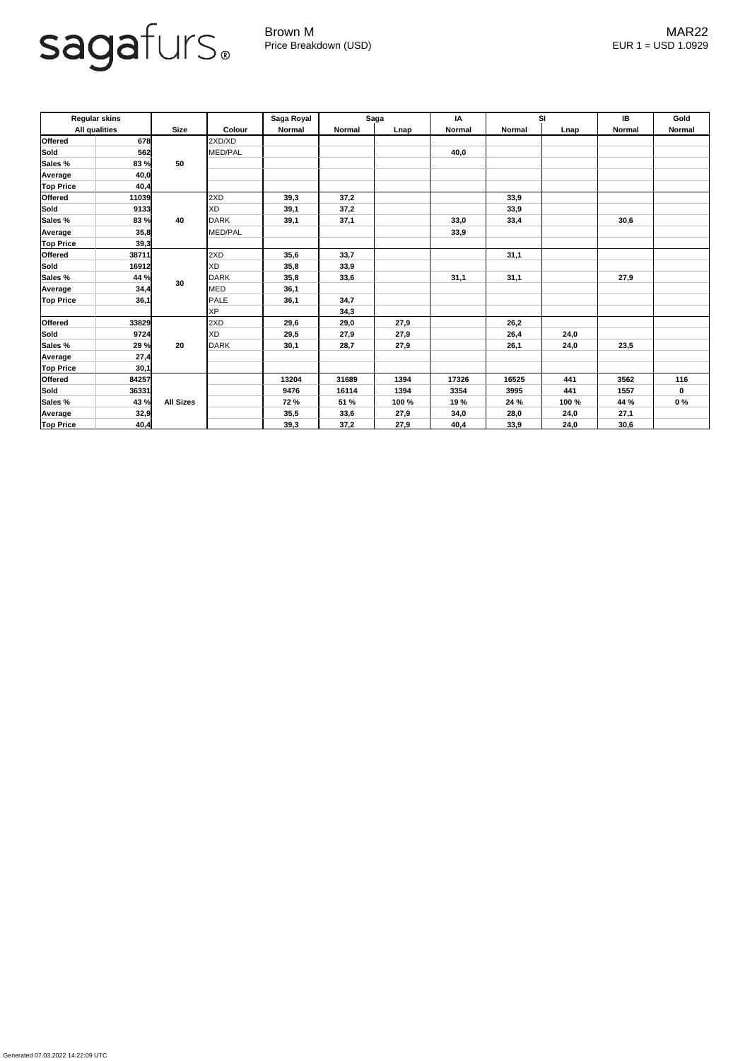sagafurs®

Brown M
Price Breakdown (USD)

MAR22
EUR 1 = USD 1.0929

| Regular skins | | | | Saga Royal | Saga | | IA | SI | | IB | Gold |
|---|---|---|---|---|---|---|---|---|---|---|---|
| All qualities | | Size | Colour | Normal | Normal | Lnap | Normal | Normal | Lnap | Normal | Normal |
| **Offered** | **678** | **50** | 2XD/XD | | | | | | | | |
| **Sold** | **562** | | MED/PAL | | | | **40,0** | | | | |
| **Sales %** | **83 %** | | | | | | | | | | |
| **Average** | **40,0** | | | | | | | | | | |
| **Top Price** | **40,4** | | | | | | | | | | |
| **Offered** | **11039** | **40** | 2XD | **39,3** | **37,2** | | | **33,9** | | | |
| **Sold** | **9133** | | XD | **39,1** | **37,2** | | | **33,9** | | | |
| **Sales %** | **83 %** | | DARK | **39,1** | **37,1** | | **33,0** | **33,4** | | **30,6** | |
| **Average** | **35,8** | | MED/PAL | | | | **33,9** | | | | |
| **Top Price** | **39,3** | | | | | | | | | | |
| **Offered** | **38711** | **30** | 2XD | **35,6** | **33,7** | | | **31,1** | | | |
| **Sold** | **16912** | | XD | **35,8** | **33,9** | | | | | | |
| **Sales %** | **44 %** | | DARK | **35,8** | **33,6** | | **31,1** | **31,1** | | **27,9** | |
| **Average** | **34,4** | | MED | **36,1** | | | | | | | |
| **Top Price** | **36,1** | | PALE | **36,1** | **34,7** | | | | | | |
| | | | XP | | **34,3** | | | | | | |
| **Offered** | **33829** | **20** | 2XD | **29,6** | **29,0** | **27,9** | | **26,2** | | | |
| **Sold** | **9724** | | XD | **29,5** | **27,9** | **27,9** | | **26,4** | **24,0** | | |
| **Sales %** | **29 %** | | DARK | **30,1** | **28,7** | **27,9** | | **26,1** | **24,0** | **23,5** | |
| **Average** | **27,4** | | | | | | | | | | |
| **Top Price** | **30,1** | | | | | | | | | | |
| **Offered** | **84257** | **All Sizes** | | **13204** | **31689** | **1394** | **17326** | **16525** | **441** | **3562** | **116** |
| **Sold** | **36331** | | | **9476** | **16114** | **1394** | **3354** | **3995** | **441** | **1557** | **0** |
| **Sales %** | **43 %** | | | **72 %** | **51 %** | **100 %** | **19 %** | **24 %** | **100 %** | **44 %** | **0 %** |
| **Average** | **32,9** | | | **35,5** | **33,6** | **27,9** | **34,0** | **28,0** | **24,0** | **27,1** | |
| **Top Price** | **40,4** | | | **39,3** | **37,2** | **27,9** | **40,4** | **33,9** | **24,0** | **30,6** | |

Generated 07.03.2022 14:22:09 UTC